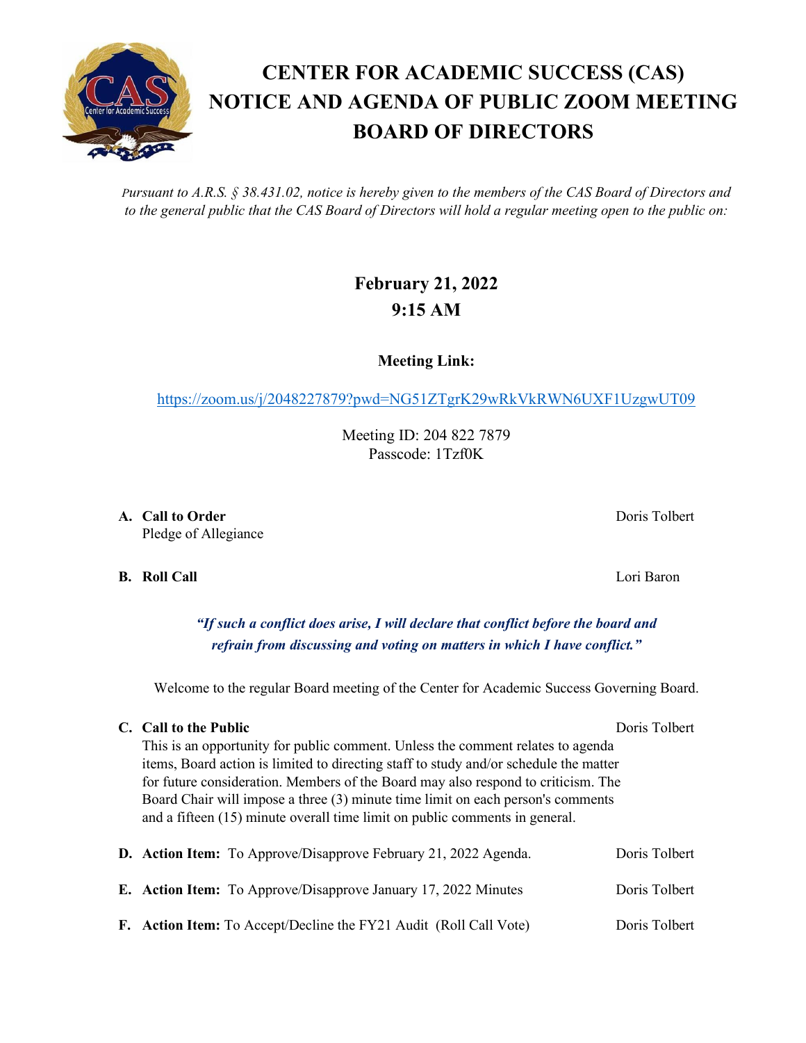# CENTER FOR ACADEMIC SUCCESS (CAS) NOTICE AND AGENDA OF PUBLIC ZOOM MEETING BOARD OF DIRECTORS

*Pursuant to A.R.S. § 38.431.02, notice is hereby given to the members of the CAS Board of Directors and to the general public that the CAS Board of Directors will hold a regular meeting open to the public on:*

**February 21, 2022**
**9:15 AM**

**Meeting Link:**

https://zoom.us/j/2048227879?pwd=NG51ZTgrK29wRkVkRWN6UXF1UzgwUT09

Meeting ID: 204 822 7879
Passcode: 1Tzf0K

**A. Call to Order** — Doris Tolbert
Pledge of Allegiance

**B. Roll Call** — Lori Baron

***"If such a conflict does arise, I will declare that conflict before the board and refrain from discussing and voting on matters in which I have conflict."***

Welcome to the regular Board meeting of the Center for Academic Success Governing Board.

**C. Call to the Public** — Doris Tolbert
This is an opportunity for public comment. Unless the comment relates to agenda items, Board action is limited to directing staff to study and/or schedule the matter for future consideration. Members of the Board may also respond to criticism. The Board Chair will impose a three (3) minute time limit on each person's comments and a fifteen (15) minute overall time limit on public comments in general.

**D. Action Item:** To Approve/Disapprove February 21, 2022 Agenda. — Doris Tolbert

**E. Action Item:** To Approve/Disapprove January 17, 2022 Minutes — Doris Tolbert

**F. Action Item:** To Accept/Decline the FY21 Audit (Roll Call Vote) — Doris Tolbert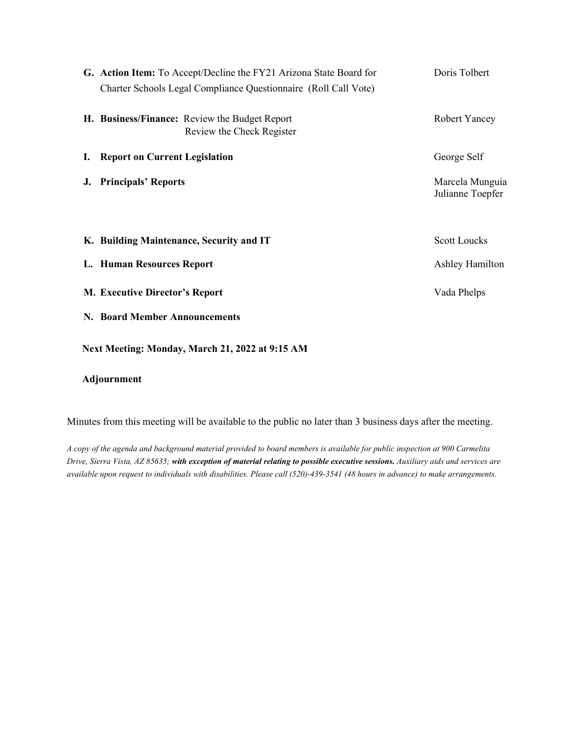**G. Action Item:** To Accept/Decline the FY21 Arizona State Board for Charter Schools Legal Compliance Questionnaire (Roll Call Vote) — Doris Tolbert

**H. Business/Finance:** Review the Budget Report
Review the Check Register — Robert Yancey

**I. Report on Current Legislation** — George Self

**J. Principals' Reports** — Marcela Munguia, Julianne Toepfer

**K. Building Maintenance, Security and IT** — Scott Loucks

**L. Human Resources Report** — Ashley Hamilton

**M. Executive Director's Report** — Vada Phelps

**N. Board Member Announcements**

**Next Meeting: Monday, March 21, 2022 at 9:15 AM**

**Adjournment**

Minutes from this meeting will be available to the public no later than 3 business days after the meeting.

*A copy of the agenda and background material provided to board members is available for public inspection at 900 Carmelita Drive, Sierra Vista, AZ 85635;* ***with exception of material relating to possible executive sessions.*** *Auxiliary aids and services are available upon request to individuals with disabilities. Please call (520)-439-3541 (48 hours in advance) to make arrangements.*